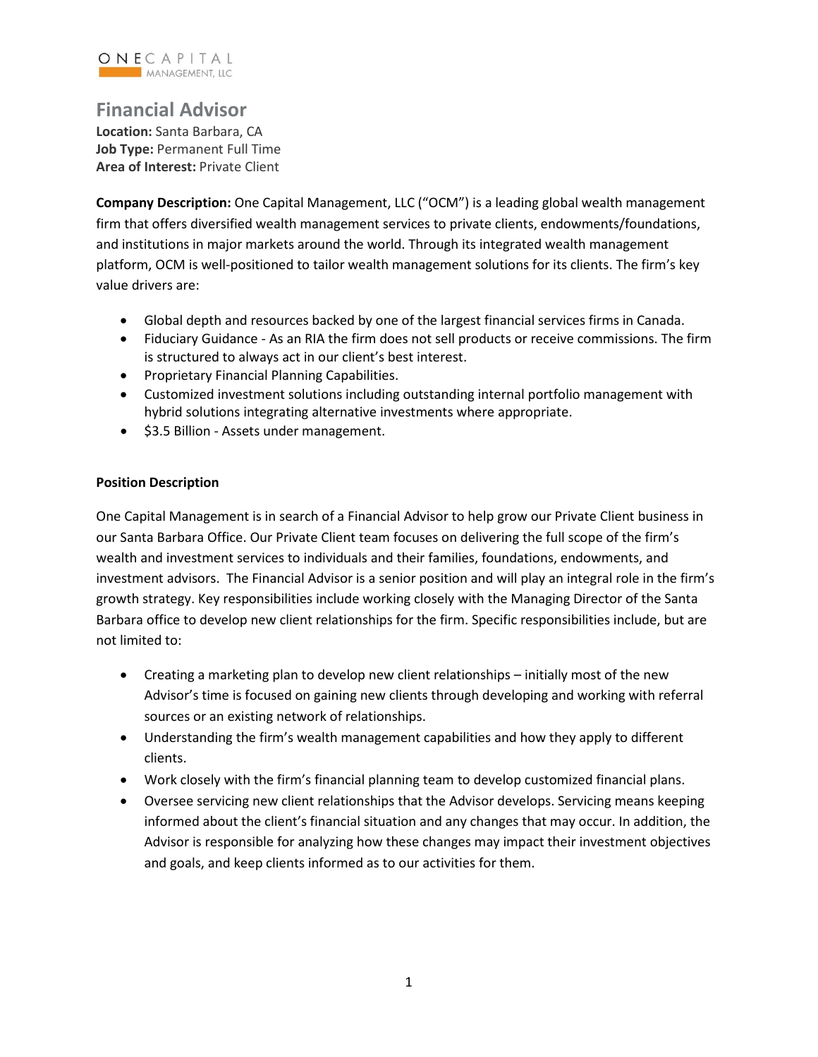ONE CAPITAL MANAGEMENT, LLC

# Financial Advisor

**Location:** Santa Barbara, CA
**Job Type:** Permanent Full Time
**Area of Interest:** Private Client

**Company Description:** One Capital Management, LLC ("OCM") is a leading global wealth management firm that offers diversified wealth management services to private clients, endowments/foundations, and institutions in major markets around the world. Through its integrated wealth management platform, OCM is well-positioned to tailor wealth management solutions for its clients. The firm's key value drivers are:

- Global depth and resources backed by one of the largest financial services firms in Canada.
- Fiduciary Guidance - As an RIA the firm does not sell products or receive commissions. The firm is structured to always act in our client's best interest.
- Proprietary Financial Planning Capabilities.
- Customized investment solutions including outstanding internal portfolio management with hybrid solutions integrating alternative investments where appropriate.
- $3.5 Billion - Assets under management.

**Position Description**

One Capital Management is in search of a Financial Advisor to help grow our Private Client business in our Santa Barbara Office. Our Private Client team focuses on delivering the full scope of the firm's wealth and investment services to individuals and their families, foundations, endowments, and investment advisors. The Financial Advisor is a senior position and will play an integral role in the firm's growth strategy. Key responsibilities include working closely with the Managing Director of the Santa Barbara office to develop new client relationships for the firm. Specific responsibilities include, but are not limited to:

- Creating a marketing plan to develop new client relationships – initially most of the new Advisor's time is focused on gaining new clients through developing and working with referral sources or an existing network of relationships.
- Understanding the firm's wealth management capabilities and how they apply to different clients.
- Work closely with the firm's financial planning team to develop customized financial plans.
- Oversee servicing new client relationships that the Advisor develops. Servicing means keeping informed about the client's financial situation and any changes that may occur. In addition, the Advisor is responsible for analyzing how these changes may impact their investment objectives and goals, and keep clients informed as to our activities for them.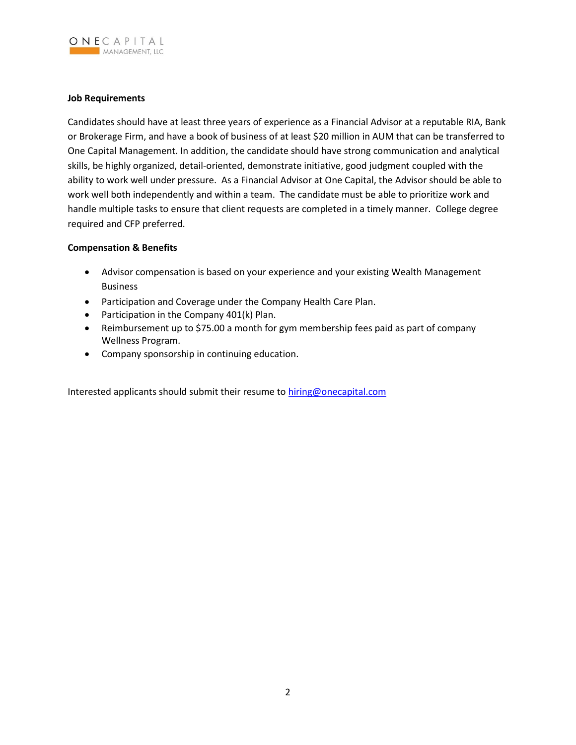**Job Requirements**

Candidates should have at least three years of experience as a Financial Advisor at a reputable RIA, Bank or Brokerage Firm, and have a book of business of at least $20 million in AUM that can be transferred to One Capital Management. In addition, the candidate should have strong communication and analytical skills, be highly organized, detail-oriented, demonstrate initiative, good judgment coupled with the ability to work well under pressure. As a Financial Advisor at One Capital, the Advisor should be able to work well both independently and within a team. The candidate must be able to prioritize work and handle multiple tasks to ensure that client requests are completed in a timely manner. College degree required and CFP preferred.

**Compensation & Benefits**

- Advisor compensation is based on your experience and your existing Wealth Management Business
- Participation and Coverage under the Company Health Care Plan.
- Participation in the Company 401(k) Plan.
- Reimbursement up to $75.00 a month for gym membership fees paid as part of company Wellness Program.
- Company sponsorship in continuing education.

Interested applicants should submit their resume to [hiring@onecapital.com](mailto:hiring@onecapital.com)